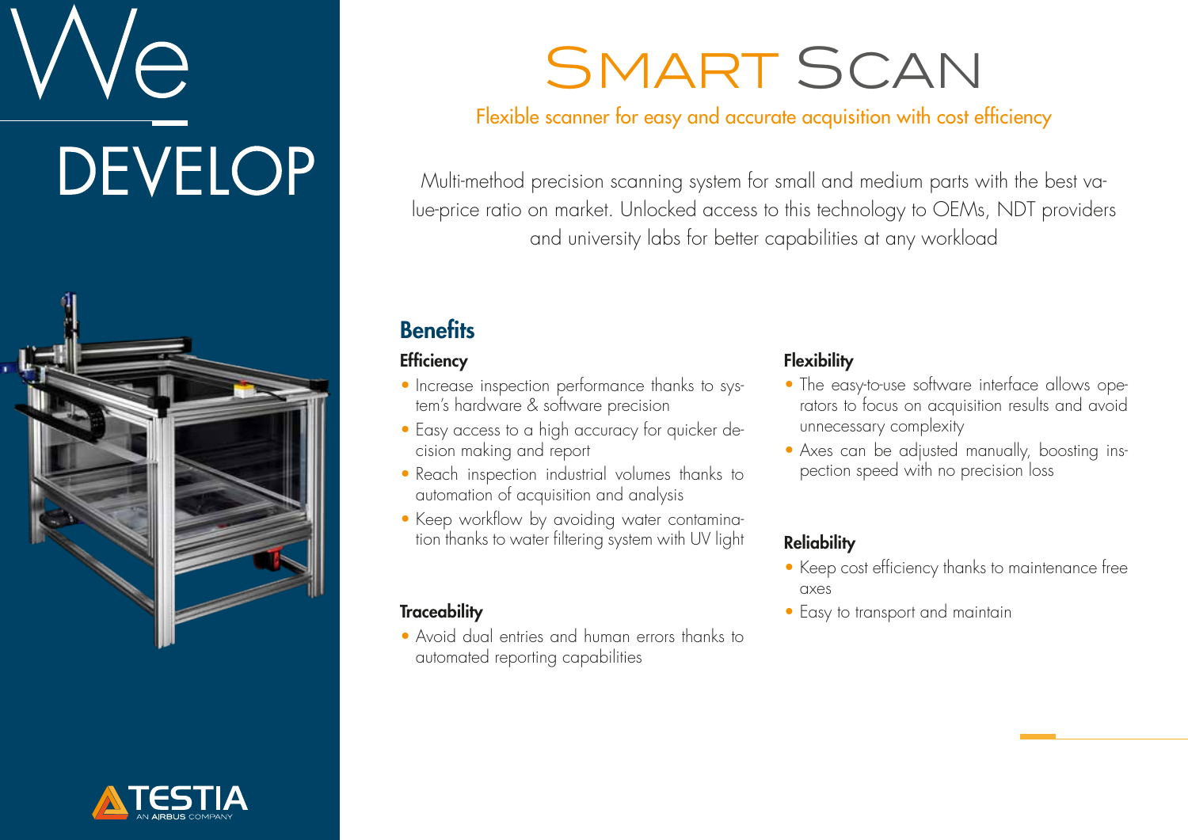We DEVELOP

# SMART SCAN

Flexible scanner for easy and accurate acquisition with cost efficiency

Multi-method precision scanning system for small and medium parts with the best value-price ratio on market. Unlocked access to this technology to OEMs, NDT providers and university labs for better capabilities at any workload

## Benefits

### Efficiency

- Increase inspection performance thanks to system's hardware & software precision
- Easy access to a high accuracy for quicker decision making and report
- Reach inspection industrial volumes thanks to automation of acquisition and analysis
- Keep workflow by avoiding water contamination thanks to water filtering system with UV light

### Traceability

- Avoid dual entries and human errors thanks to automated reporting capabilities

### Flexibility

- The easy-to-use software interface allows operators to focus on acquisition results and avoid unnecessary complexity
- Axes can be adjusted manually, boosting inspection speed with no precision loss

### Reliability

- Keep cost efficiency thanks to maintenance free axes
- Easy to transport and maintain

TESTIA
AN AIRBUS COMPANY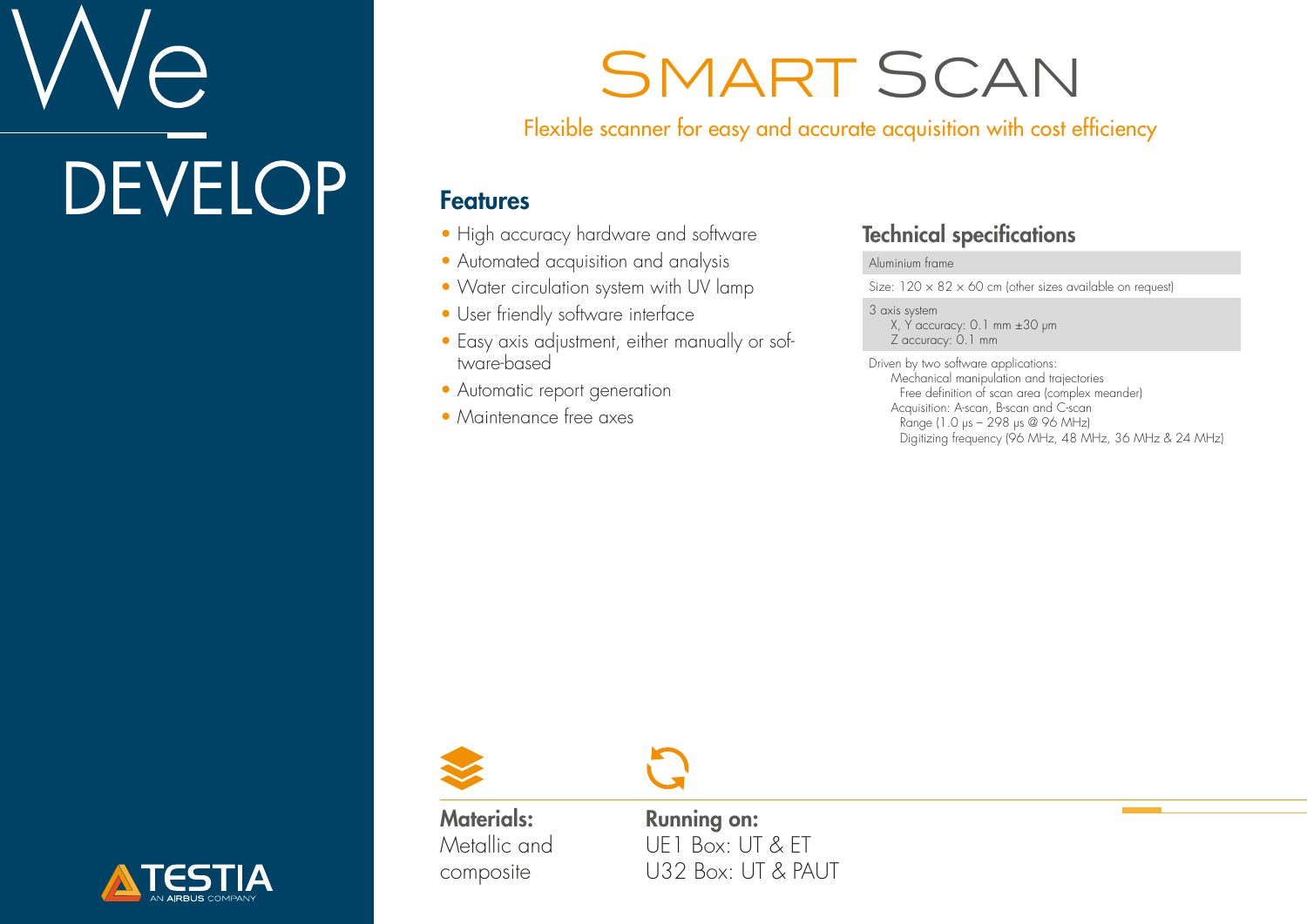We

DEVELOP

# SMART SCAN

Flexible scanner for easy and accurate acquisition with cost efficiency

## Features

- High accuracy hardware and software
- Automated acquisition and analysis
- Water circulation system with UV lamp
- User friendly software interface
- Easy axis adjustment, either manually or software-based
- Automatic report generation
- Maintenance free axes

## Technical specifications

Aluminium frame

Size: 120 × 82 × 60 cm (other sizes available on request)

3 axis system
- X, Y accuracy: 0.1 mm ±30 µm
- Z accuracy: 0.1 mm

Driven by two software applications:
- Mechanical manipulation and trajectories
  - Free definition of scan area (complex meander)
- Acquisition: A-scan, B-scan and C-scan
  - Range (1.0 µs – 298 µs @ 96 MHz)
  - Digitizing frequency (96 MHz, 48 MHz, 36 MHz & 24 MHz)

**Materials:**
Metallic and composite

**Running on:**
UE1 Box: UT & ET
U32 Box: UT & PAUT

TESTIA
AN AIRBUS COMPANY